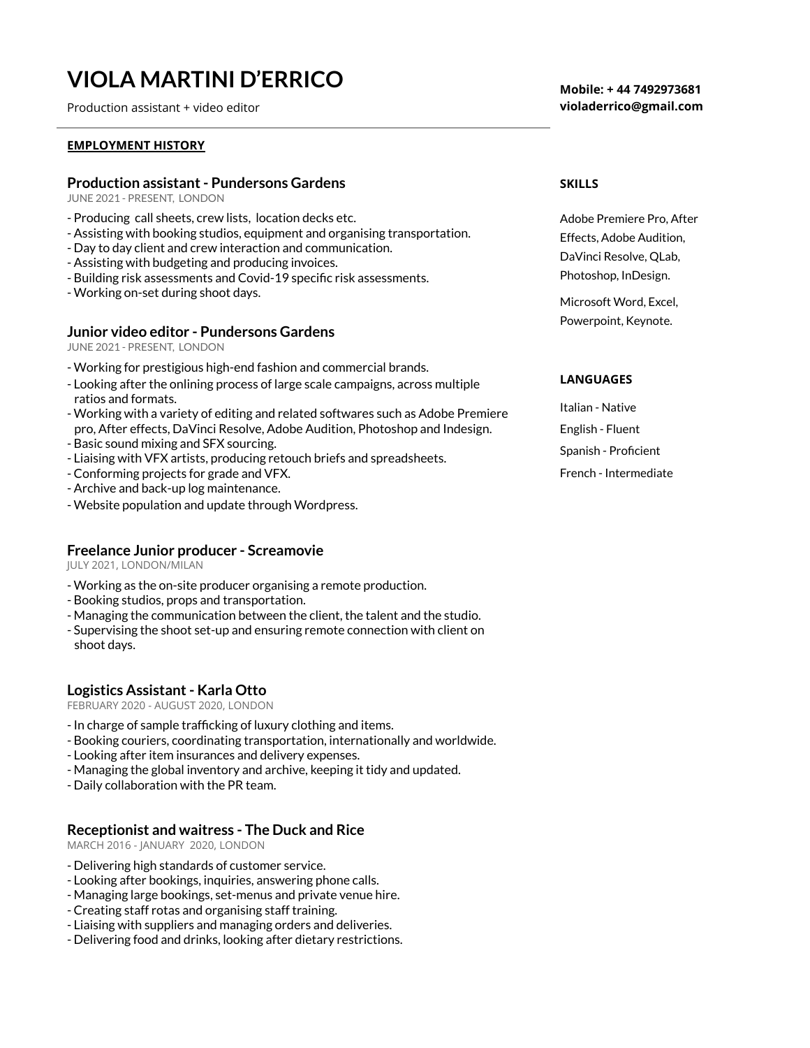# VIOLA MARTINI D'ERRICO

Production assistant + video editor

**Mobile: + 44 7492973681**
**violaderrico@gmail.com**

---

**EMPLOYMENT HISTORY**

### Production assistant - Pundersons Gardens

JUNE 2021 - PRESENT, LONDON

- Producing call sheets, crew lists, location decks etc.
- Assisting with booking studios, equipment and organising transportation.
- Day to day client and crew interaction and communication.
- Assisting with budgeting and producing invoices.
- Building risk assessments and Covid-19 specific risk assessments.
- Working on-set during shoot days.

### Junior video editor - Pundersons Gardens

JUNE 2021 - PRESENT, LONDON

- Working for prestigious high-end fashion and commercial brands.
- Looking after the onlining process of large scale campaigns, across multiple ratios and formats.
- Working with a variety of editing and related softwares such as Adobe Premiere pro, After effects, DaVinci Resolve, Adobe Audition, Photoshop and Indesign.
- Basic sound mixing and SFX sourcing.
- Liaising with VFX artists, producing retouch briefs and spreadsheets.
- Conforming projects for grade and VFX.
- Archive and back-up log maintenance.
- Website population and update through Wordpress.

### Freelance Junior producer - Screamovie

JULY 2021, LONDON/MILAN

- Working as the on-site producer organising a remote production.
- Booking studios, props and transportation.
- Managing the communication between the client, the talent and the studio.
- Supervising the shoot set-up and ensuring remote connection with client on shoot days.

### Logistics Assistant - Karla Otto

FEBRUARY 2020 - AUGUST 2020, LONDON

- In charge of sample trafficking of luxury clothing and items.
- Booking couriers, coordinating transportation, internationally and worldwide.
- Looking after item insurances and delivery expenses.
- Managing the global inventory and archive, keeping it tidy and updated.
- Daily collaboration with the PR team.

### Receptionist and waitress - The Duck and Rice

MARCH 2016 - JANUARY 2020, LONDON

- Delivering high standards of customer service.
- Looking after bookings, inquiries, answering phone calls.
- Managing large bookings, set-menus and private venue hire.
- Creating staff rotas and organising staff training.
- Liaising with suppliers and managing orders and deliveries.
- Delivering food and drinks, looking after dietary restrictions.

**SKILLS**

Adobe Premiere Pro, After Effects, Adobe Audition, DaVinci Resolve, QLab, Photoshop, InDesign.

Microsoft Word, Excel, Powerpoint, Keynote.

**LANGUAGES**

Italian - Native

English - Fluent

Spanish - Proficient

French - Intermediate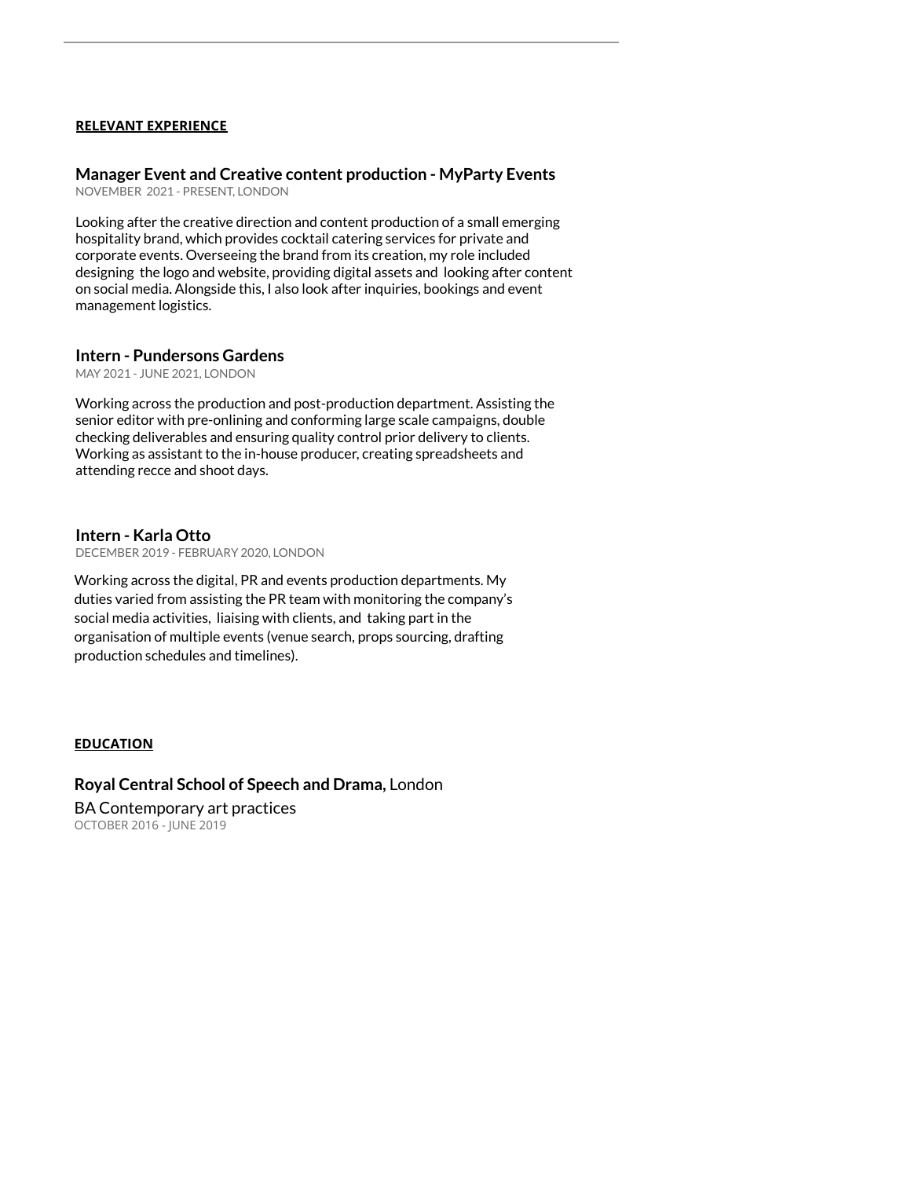## RELEVANT EXPERIENCE

### Manager Event and Creative content production - MyParty Events

NOVEMBER 2021 - PRESENT, LONDON

Looking after the creative direction and content production of a small emerging hospitality brand, which provides cocktail catering services for private and corporate events. Overseeing the brand from its creation, my role included designing the logo and website, providing digital assets and looking after content on social media. Alongside this, I also look after inquiries, bookings and event management logistics.

### Intern - Pundersons Gardens

MAY 2021 - JUNE 2021, LONDON

Working across the production and post-production department. Assisting the senior editor with pre-onlining and conforming large scale campaigns, double checking deliverables and ensuring quality control prior delivery to clients. Working as assistant to the in-house producer, creating spreadsheets and attending recce and shoot days.

### Intern - Karla Otto

DECEMBER 2019 - FEBRUARY 2020, LONDON

Working across the digital, PR and events production departments. My duties varied from assisting the PR team with monitoring the company's social media activities, liaising with clients, and taking part in the organisation of multiple events (venue search, props sourcing, drafting production schedules and timelines).

## EDUCATION

**Royal Central School of Speech and Drama,** London

BA Contemporary art practices

OCTOBER 2016 - JUNE 2019